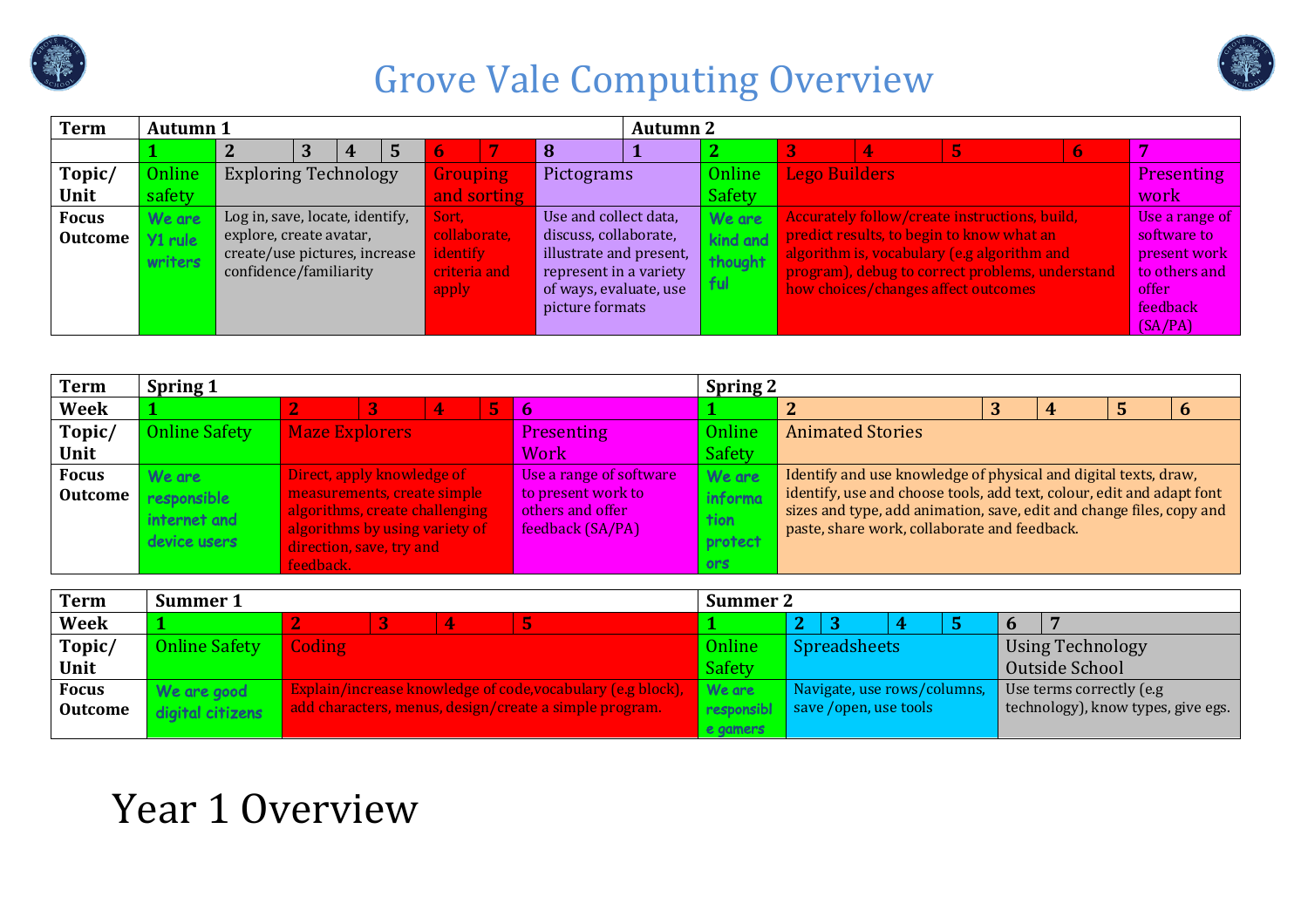# Grove Vale Computing Overview

| Term | Autumn 1 | | | | | | | | Autumn 2 | | | | | | |
|---|---|---|---|---|---|---|---|---|---|---|---|---|---|---|---|
| | 1 | 2 | 3 | 4 | 5 | 6 | 7 | 8 | 1 | 2 | 3 | 4 | 5 | 6 | 7 |
| Topic/ Unit | Online safety | Exploring Technology | | | | Grouping and sorting | | Pictograms | | Online Safety | Lego Builders | | | | Presenting work |
| Focus Outcome | We are Y1 rule writers | Log in, save, locate, identify, explore, create avatar, create/use pictures, increase confidence/familiarity | | | | Sort, collaborate, identify criteria and apply | | Use and collect data, discuss, collaborate, illustrate and present, represent in a variety of ways, evaluate, use picture formats | | We are kind and thoughtful | Accurately follow/create instructions, build, predict results, to begin to know what an algorithm is, vocabulary (e.g algorithm and program), debug to correct problems, understand how choices/changes affect outcomes | | | | Use a range of software to present work to others and offer feedback (SA/PA) |

| Term | Spring 1 | | | | | | Spring 2 | | | | | |
|---|---|---|---|---|---|---|---|---|---|---|---|---|
| Week | 1 | 2 | 3 | 4 | 5 | 6 | 1 | 2 | 3 | 4 | 5 | 6 |
| Topic/ Unit | Online Safety | Maze Explorers | | | | Presenting Work | Online Safety | Animated Stories | | | | |
| Focus Outcome | We are responsible internet and device users | Direct, apply knowledge of measurements, create simple algorithms, create challenging algorithms by using variety of direction, save, try and feedback. | | | | Use a range of software to present work to others and offer feedback (SA/PA) | We are information protectors | Identify and use knowledge of physical and digital texts, draw, identify, use and choose tools, add text, colour, edit and adapt font sizes and type, add animation, save, edit and change files, copy and paste, share work, collaborate and feedback. | | | | |

| Term | Summer 1 | | | | | Summer 2 | | | | | | |
|---|---|---|---|---|---|---|---|---|---|---|---|---|
| Week | 1 | 2 | 3 | 4 | 5 | 1 | 2 | 3 | 4 | 5 | 6 | 7 |
| Topic/ Unit | Online Safety | Coding | | | | Online Safety | Spreadsheets | | | | Using Technology Outside School | |
| Focus Outcome | We are good digital citizens | Explain/increase knowledge of code,vocabulary (e.g block), add characters, menus, design/create a simple program. | | | | We are responsible gamers | Navigate, use rows/columns, save /open, use tools | | | | Use terms correctly (e.g technology), know types, give egs. | |

# Year 1 Overview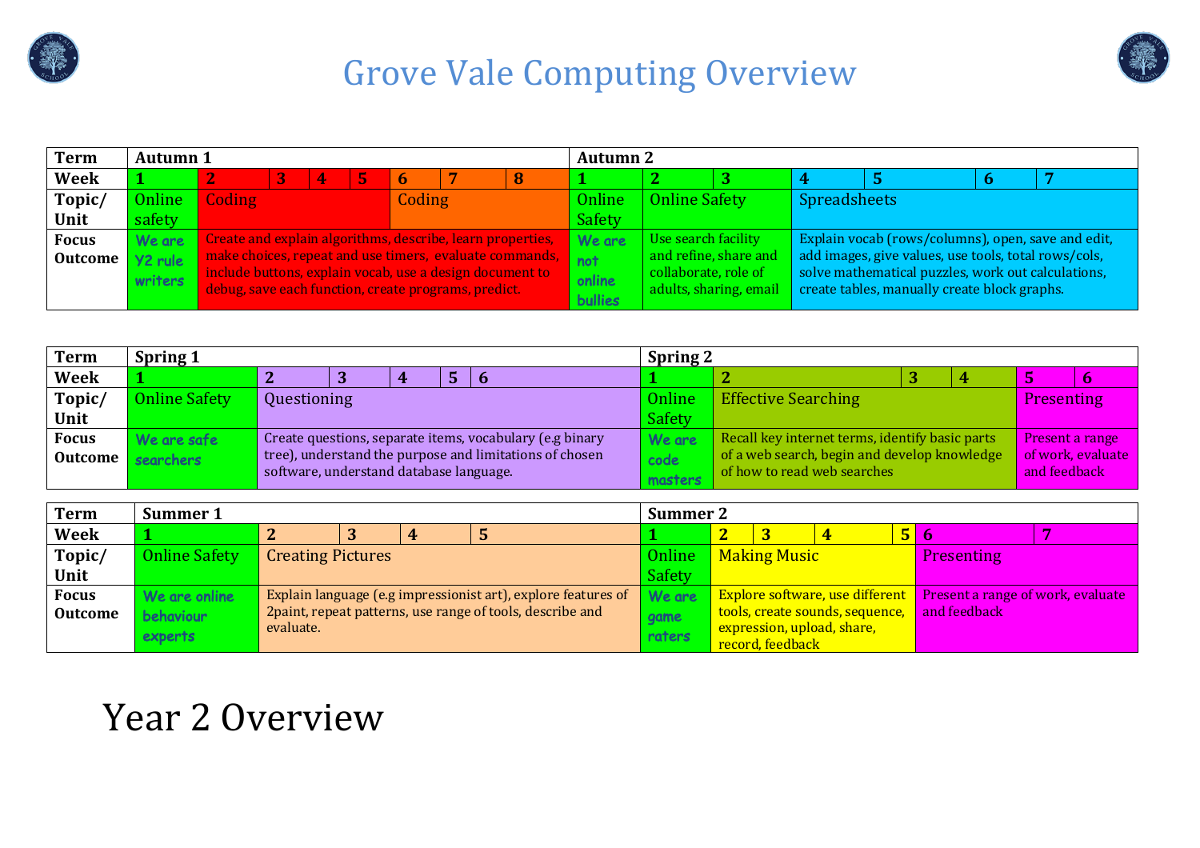# Grove Vale Computing Overview

| Term | Autumn 1 | | | | | | | Autumn 2 | | | | | | |
|---|---|---|---|---|---|---|---|---|---|---|---|---|---|---|
| Week | 1 | 2 | 3 | 4 | 5 | 6 | 7 | 8 | 1 | 2 | 3 | 4 | 5 | 6 | 7 |
| Topic/ Unit | Online safety | Coding | | | | Coding | | | Online Safety | Online Safety | | Spreadsheets | | | |
| Focus Outcome | We are Y2 rule writers | Create and explain algorithms, describe, learn properties, make choices, repeat and use timers, evaluate commands, include buttons, explain vocab, use a design document to debug, save each function, create programs, predict. | | | | | | | We are not online bullies | Use search facility and refine, share and collaborate, role of adults, sharing, email | | Explain vocab (rows/columns), open, save and edit, add images, give values, use tools, total rows/cols, solve mathematical puzzles, work out calculations, create tables, manually create block graphs. | | | |

| Term | Spring 1 | | | | | | Spring 2 | | | | | |
|---|---|---|---|---|---|---|---|---|---|---|---|---|
| Week | 1 | 2 | 3 | 4 | 5 | 6 | 1 | 2 | 3 | 4 | 5 | 6 |
| Topic/ Unit | Online Safety | Questioning | | | | | Online Safety | Effective Searching | | | Presenting | |
| Focus Outcome | We are safe searchers | Create questions, separate items, vocabulary (e.g binary tree), understand the purpose and limitations of chosen software, understand database language. | | | | | We are code masters | Recall key internet terms, identify basic parts of a web search, begin and develop knowledge of how to read web searches | | | Present a range of work, evaluate and feedback | |

| Term | Summer 1 | | | | | Summer 2 | | | | | | |
|---|---|---|---|---|---|---|---|---|---|---|---|---|
| Week | 1 | 2 | 3 | 4 | 5 | 1 | 2 | 3 | 4 | 5 | 6 | 7 |
| Topic/ Unit | Online Safety | Creating Pictures | | | | Online Safety | Making Music | | | | Presenting | |
| Focus Outcome | We are online behaviour experts | Explain language (e.g impressionist art), explore features of 2paint, repeat patterns, use range of tools, describe and evaluate. | | | | We are game raters | Explore software, use different tools, create sounds, sequence, expression, upload, share, record, feedback | | | | Present a range of work, evaluate and feedback | |

# Year 2 Overview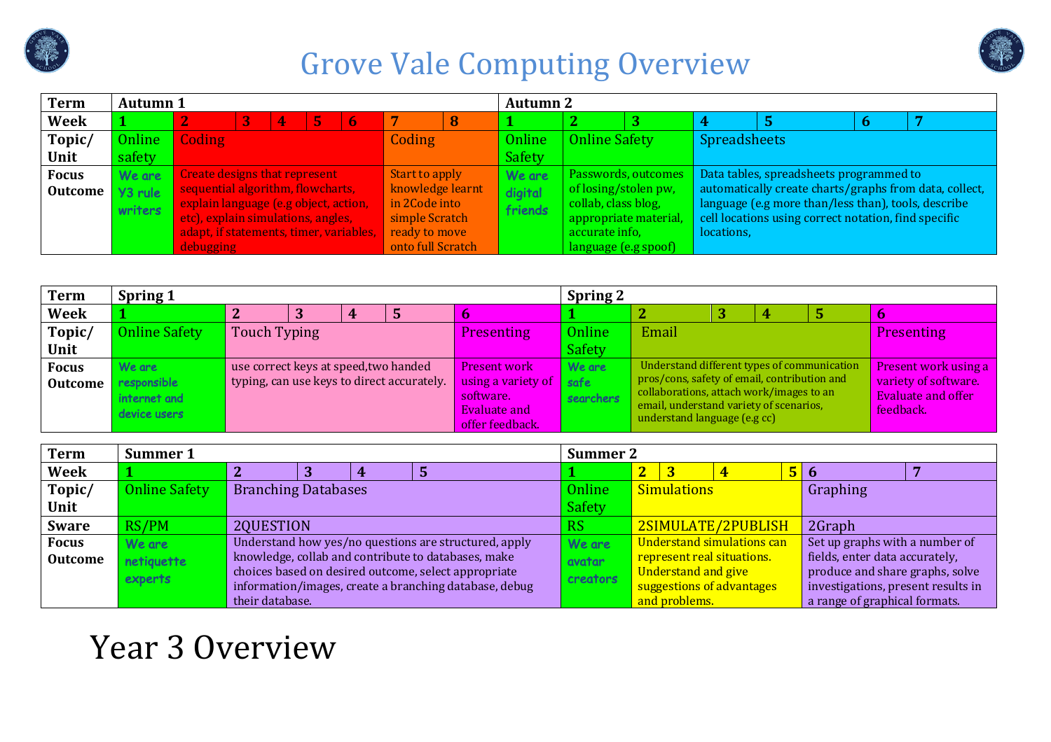# Grove Vale Computing Overview

| Term | Autumn 1 | | | | | | | Autumn 2 | | | | | | |
|---|---|---|---|---|---|---|---|---|---|---|---|---|---|---|
| Week | 1 | 2 | 3 | 4 | 5 | 6 | 7 | 8 | 1 | 2 | 3 | 4 | 5 | 6 | 7 |
| Topic/ Unit | Online safety | Coding | | | | | Coding | | Online Safety | Online Safety | | Spreadsheets | | | |
| Focus Outcome | We are Y3 rule writers | Create designs that represent sequential algorithm, flowcharts, explain language (e.g object, action, etc), explain simulations, angles, adapt, if statements, timer, variables, debugging | | | | | Start to apply knowledge learnt in 2Code into simple Scratch ready to move onto full Scratch | | We are digital friends | Passwords, outcomes of losing/stolen pw, collab, class blog, appropriate material, accurate info, language (e.g spoof) | | Data tables, spreadsheets programmed to automatically create charts/graphs from data, collect, language (e.g more than/less than), tools, describe cell locations using correct notation, find specific locations, | | | |

| Term | Spring 1 | | | | | | Spring 2 | | | | | |
|---|---|---|---|---|---|---|---|---|---|---|---|---|
| Week | 1 | 2 | 3 | 4 | 5 | 6 | 1 | 2 | 3 | 4 | 5 | 6 |
| Topic/ Unit | Online Safety | Touch Typing | | | | Presenting | Online Safety | Email | | | | Presenting |
| Focus Outcome | We are responsible internet and device users | use correct keys at speed,two handed typing, can use keys to direct accurately. | | | | Present work using a variety of software. Evaluate and offer feedback. | We are safe searchers | Understand different types of communication pros/cons, safety of email, contribution and collaborations, attach work/images to an email, understand variety of scenarios, understand language (e.g cc) | | | | Present work using a variety of software. Evaluate and offer feedback. |

| Term | Summer 1 | | | | | Summer 2 | | | | | | |
|---|---|---|---|---|---|---|---|---|---|---|---|---|
| Week | 1 | 2 | 3 | 4 | 5 | 1 | 2 | 3 | 4 | 5 | 6 | 7 |
| Topic/ Unit | Online Safety | Branching Databases | | | | Online Safety | Simulations | | | | Graphing | |
| Sware | RS/PM | 2QUESTION | | | | RS | 2SIMULATE/2PUBLISH | | | | 2Graph | |
| Focus Outcome | We are netiquette experts | Understand how yes/no questions are structured, apply knowledge, collab and contribute to databases, make choices based on desired outcome, select appropriate information/images, create a branching database, debug their database. | | | | We are avatar creators | Understand simulations can represent real situations. Understand and give suggestions of advantages and problems. | | | | Set up graphs with a number of fields, enter data accurately, produce and share graphs, solve investigations, present results in a range of graphical formats. | |

# Year 3 Overview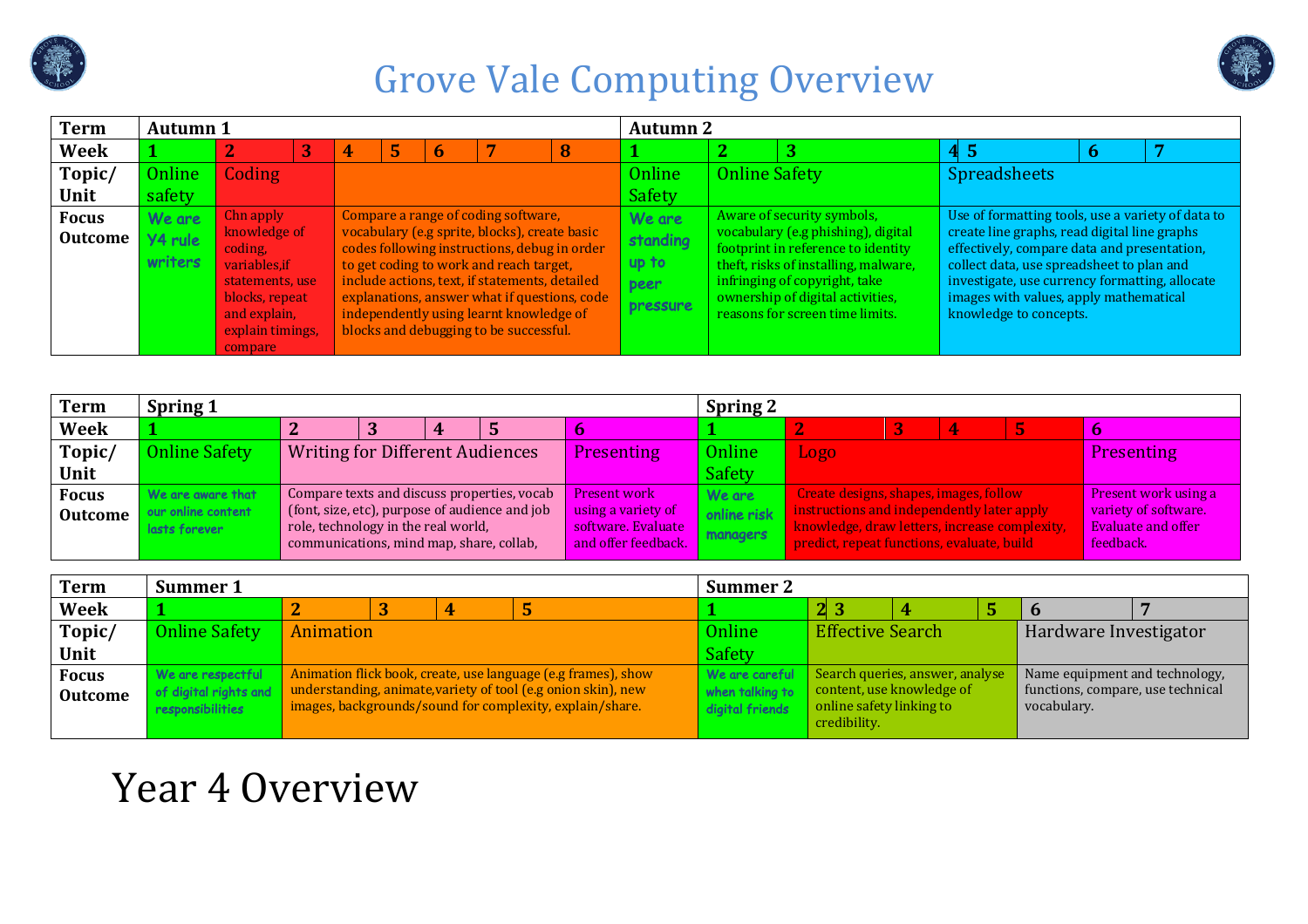# Grove Vale Computing Overview

| Term | Autumn 1 | | | | | | | Autumn 2 | | | | | |
|---|---|---|---|---|---|---|---|---|---|---|---|---|---|
| Week | 1 | 2 | 3 | 4 | 5 | 6 | 7 8 | 1 | 2 | 3 | 4 5 | 6 | 7 |
| Topic/ Unit | Online safety | Coding | | | | | | Online Safety | Online Safety | | Spreadsheets | | |
| Focus Outcome | We are Y4 rule writers | Chn apply knowledge of coding, variables,if statements, use blocks, repeat and explain, explain timings, compare | | Compare a range of coding software, vocabulary (e.g sprite, blocks), create basic codes following instructions, debug in order to get coding to work and reach target, include actions, text, if statements, detailed explanations, answer what if questions, code independently using learnt knowledge of blocks and debugging to be successful. | | | | We are standing up to peer pressure | Aware of security symbols, vocabulary (e.g phishing), digital footprint in reference to identity theft, risks of installing, malware, infringing of copyright, take ownership of digital activities, reasons for screen time limits. | | Use of formatting tools, use a variety of data to create line graphs, read digital line graphs effectively, compare data and presentation, collect data, use spreadsheet to plan and investigate, use currency formatting, allocate images with values, apply mathematical knowledge to concepts. | | |

| Term | Spring 1 | | | | | | Spring 2 | | | | | |
|---|---|---|---|---|---|---|---|---|---|---|---|---|
| Week | 1 | 2 | 3 | 4 | 5 | 6 | 1 | 2 | 3 | 4 | 5 | 6 |
| Topic/ Unit | Online Safety | Writing for Different Audiences | | | | Presenting | Online Safety | Logo | | | | Presenting |
| Focus Outcome | We are aware that our online content lasts forever | Compare texts and discuss properties, vocab (font, size, etc), purpose of audience and job role, technology in the real world, communications, mind map, share, collab, | | | | Present work using a variety of software. Evaluate and offer feedback. | We are online risk managers | Create designs, shapes, images, follow instructions and independently later apply knowledge, draw letters, increase complexity, predict, repeat functions, evaluate, build | | | | Present work using a variety of software. Evaluate and offer feedback. |

| Term | Summer 1 | | | | | Summer 2 | | | | | |
|---|---|---|---|---|---|---|---|---|---|---|---|
| Week | 1 | 2 | 3 | 4 | 5 | 1 | 2 3 | 4 | 5 | 6 | 7 |
| Topic/ Unit | Online Safety | Animation | | | | Online Safety | Effective Search | | | Hardware Investigator | |
| Focus Outcome | We are respectful of digital rights and responsibilities | Animation flick book, create, use language (e.g frames), show understanding, animate,variety of tool (e.g onion skin), new images, backgrounds/sound for complexity, explain/share. | | | | We are careful when talking to digital friends | Search queries, answer, analyse content, use knowledge of online safety linking to credibility. | | | Name equipment and technology, functions, compare, use technical vocabulary. | |

# Year 4 Overview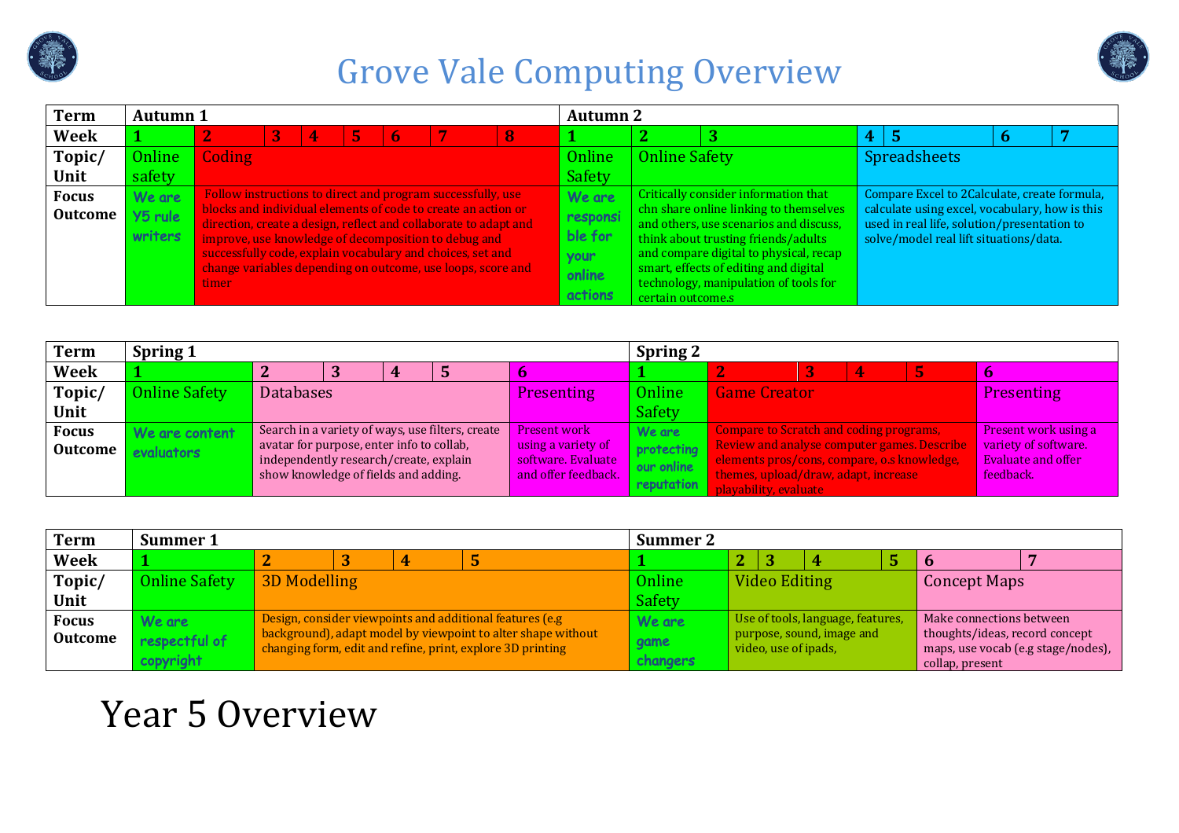# Grove Vale Computing Overview

| Term | Autumn 1 | | | | | | | | Autumn 2 | | | | | | |
|---|---|---|---|---|---|---|---|---|---|---|---|---|---|---|---|
| Week | 1 | 2 | 3 | 4 | 5 | 6 | 7 | 8 | 1 | 2 | 3 | 4 | 5 | 6 | 7 |
| Topic/ Unit | Online safety | Coding | | | | | | | Online Safety | Online Safety | | Spreadsheets | | | |
| Focus Outcome | We are Y5 rule writers | Follow instructions to direct and program successfully, use blocks and individual elements of code to create an action or direction, create a design, reflect and collaborate to adapt and improve, use knowledge of decomposition to debug and successfully code, explain vocabulary and choices, set and change variables depending on outcome, use loops, score and timer | | | | | | | We are responsible for your online actions | Critically consider information that chn share online linking to themselves and others, use scenarios and discuss, think about trusting friends/adults and compare digital to physical, recap smart, effects of editing and digital technology, manipulation of tools for certain outcome.s | | Compare Excel to 2Calculate, create formula, calculate using excel, vocabulary, how is this used in real life, solution/presentation to solve/model real lift situations/data. | | | |

| Term | Spring 1 | | | | | | Spring 2 | | | | | |
|---|---|---|---|---|---|---|---|---|---|---|---|---|
| Week | 1 | 2 | 3 | 4 | 5 | 6 | 1 | 2 | 3 | 4 | 5 | 6 |
| Topic/ Unit | Online Safety | Databases | | | | Presenting | Online Safety | Game Creator | | | | Presenting |
| Focus Outcome | We are content evaluators | Search in a variety of ways, use filters, create avatar for purpose, enter info to collab, independently research/create, explain show knowledge of fields and adding. | | | | Present work using a variety of software. Evaluate and offer feedback. | We are protecting our online reputation | Compare to Scratch and coding programs, Review and analyse computer games. Describe elements pros/cons, compare, o.s knowledge, themes, upload/draw, adapt, increase playability, evaluate | | | | Present work using a variety of software. Evaluate and offer feedback. |

| Term | Summer 1 | | | | | Summer 2 | | | | | | |
|---|---|---|---|---|---|---|---|---|---|---|---|---|
| Week | 1 | 2 | 3 | 4 | 5 | 1 | 2 | 3 | 4 | 5 | 6 | 7 |
| Topic/ Unit | Online Safety | 3D Modelling | | | | Online Safety | Video Editing | | | | Concept Maps | |
| Focus Outcome | We are respectful of copyright | Design, consider viewpoints and additional features (e.g background), adapt model by viewpoint to alter shape without changing form, edit and refine, print, explore 3D printing | | | | We are game changers | Use of tools, language, features, purpose, sound, image and video, use of ipads, | | | | Make connections between thoughts/ideas, record concept maps, use vocab (e.g stage/nodes), collap, present | |

# Year 5 Overview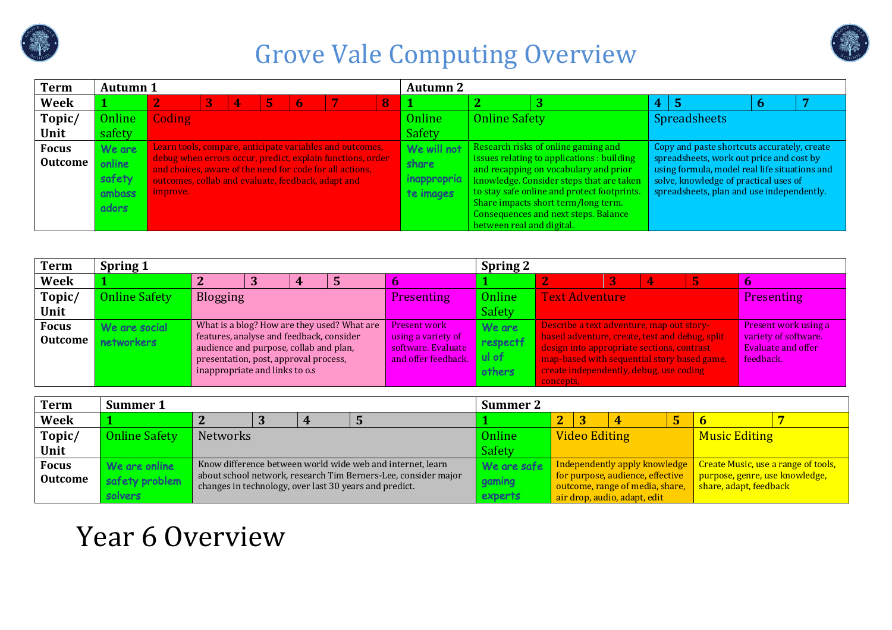# Grove Vale Computing Overview

| Term | Autumn 1 | | | | | | | Autumn 2 | | | | | | |
|---|---|---|---|---|---|---|---|---|---|---|---|---|---|---|
| Week | 1 | 2 | 3 | 4 | 5 | 6 | 7 | 8 | 1 | 2 | 3 | 4 | 5 | 6 | 7 |
| Topic/ Unit | Online safety | Coding | | | | | | | Online Safety | Online Safety | | | Spreadsheets | | |
| Focus Outcome | We are online safety ambassadors | Learn tools, compare, anticipate variables and outcomes, debug when errors occur, predict, explain functions, order and choices, aware of the need for code for all actions, outcomes, collab and evaluate, feedback, adapt and improve. | | | | | | | We will not share inappropriate images | Research risks of online gaming and issues relating to applications : building and recapping on vocabulary and prior knowledge. Consider steps that are taken to stay safe online and protect footprints. Share impacts short term/long term. Consequences and next steps. Balance between real and digital. | | | Copy and paste shortcuts accurately, create spreadsheets, work out price and cost by using formula, model real life situations and solve, knowledge of practical uses of spreadsheets, plan and use independently. | | |

| Term | Spring 1 | | | | | | Spring 2 | | | | | |
|---|---|---|---|---|---|---|---|---|---|---|---|---|
| Week | 1 | 2 | 3 | 4 | 5 | 6 | 1 | 2 | 3 | 4 | 5 | 6 |
| Topic/ Unit | Online Safety | Blogging | | | | Presenting | Online Safety | Text Adventure | | | | Presenting |
| Focus Outcome | We are social networkers | What is a blog? How are they used? What are features, analyse and feedback, consider audience and purpose, collab and plan, presentation, post, approval process, inappropriate and links to o.s | | | | Present work using a variety of software. Evaluate and offer feedback. | We are respectful of others | Describe a text adventure, map out story-based adventure, create, test and debug, split design into appropriate sections, contrast map-based with sequential story based game, create independently, debug, use coding concepts, | | | | Present work using a variety of software. Evaluate and offer feedback. |

| Term | Summer 1 | | | | | Summer 2 | | | | | | |
|---|---|---|---|---|---|---|---|---|---|---|---|---|
| Week | 1 | 2 | 3 | 4 | 5 | 1 | 2 | 3 | 4 | 5 | 6 | 7 |
| Topic/ Unit | Online Safety | Networks | | | | Online Safety | Video Editing | | | | Music Editing | |
| Focus Outcome | We are online safety problem solvers | Know difference between world wide web and internet, learn about school network, research Tim Berners-Lee, consider major changes in technology, over last 30 years and predict. | | | | We are safe gaming experts | Independently apply knowledge for purpose, audience, effective outcome, range of media, share, air drop, audio, adapt, edit | | | | Create Music, use a range of tools, purpose, genre, use knowledge, share, adapt, feedback | |

# Year 6 Overview